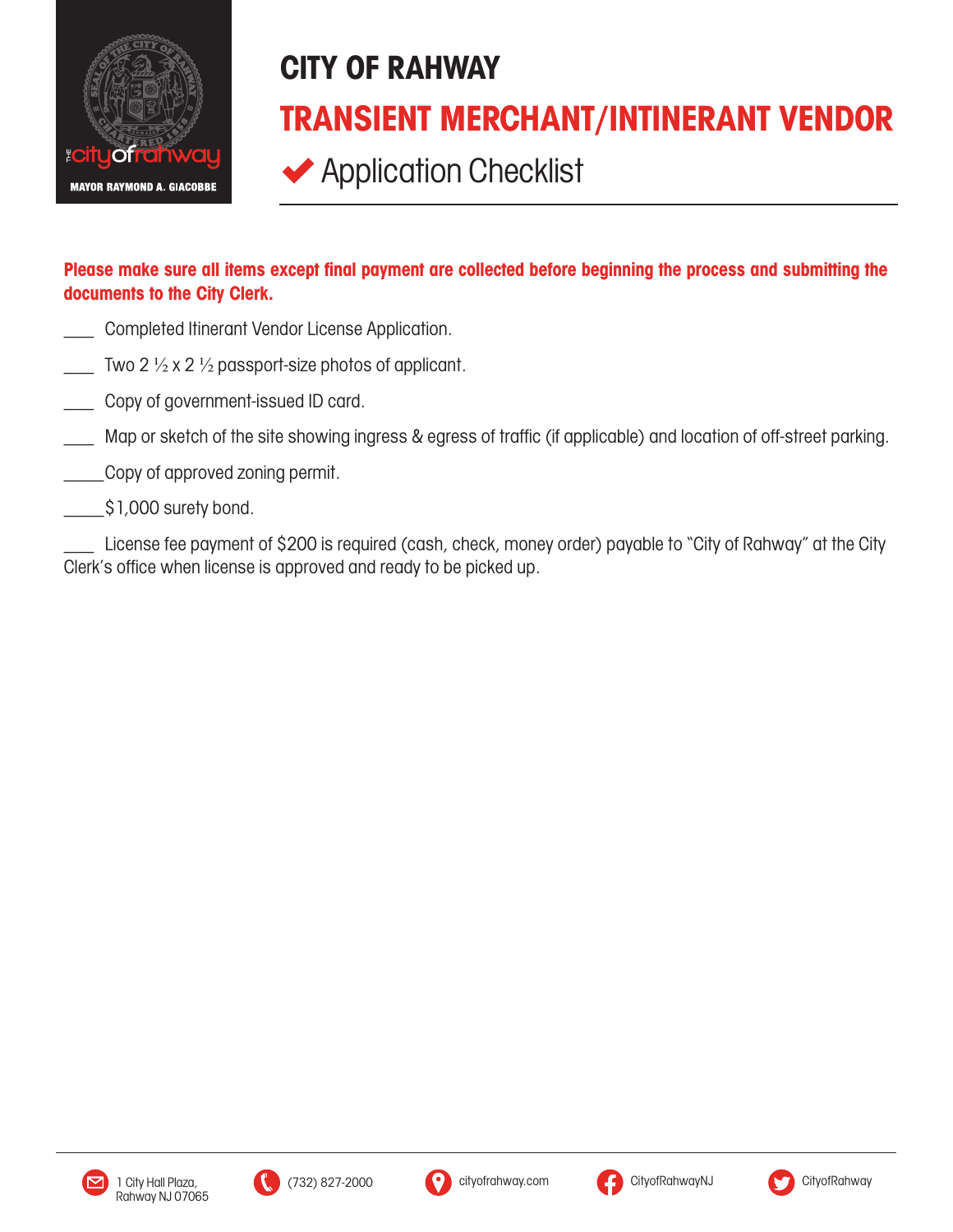# CITY OF RAHWAY

## TRANSIENT MERCHANT/INTINERANT VENDOR

### ✔ Application Checklist

**Please make sure all items except final payment are collected before beginning the process and submitting the documents to the City Clerk.**

\_\_\_ Completed Itinerant Vendor License Application.

\_\_\_ Two 2 ½ x 2 ½ passport-size photos of applicant.

\_\_\_ Copy of government-issued ID card.

\_\_\_ Map or sketch of the site showing ingress & egress of traffic (if applicable) and location of off-street parking.

\_\_\_\_\_Copy of approved zoning permit.

\_\_\_\_\_$1,000 surety bond.

\_\_\_ License fee payment of $200 is required (cash, check, money order) payable to "City of Rahway" at the City Clerk's office when license is approved and ready to be picked up.

1 City Hall Plaza, Rahway NJ 07065 | (732) 827-2000 | cityofrahway.com | CityofRahwayNJ | CityofRahway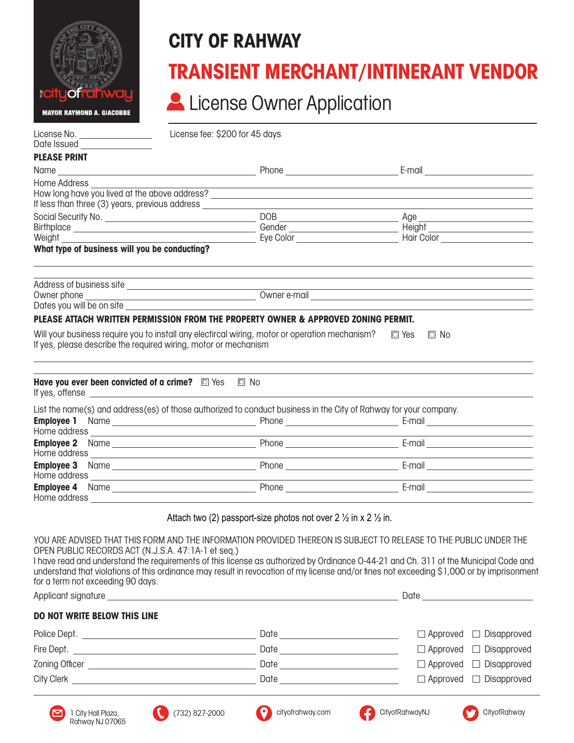THE city of rahway

MAYOR RAYMOND A. GIACOBBE

# CITY OF RAHWAY

## TRANSIENT MERCHANT/INTINERANT VENDOR

### License Owner Application

License No. ________________
Date Issued ________________

License fee: $200 for 45 days

**PLEASE PRINT**

Name ______________________ Phone ______________________ E-mail ______________________

Home Address ______________________________________________

How long have you lived at the above address? ______________________________________________

If less than three (3) years, previous address ______________________________________________

Social Security No. ______________________ DOB ______________________ Age ______________________

Birthplace ______________________ Gender ______________________ Height ______________________

Weight ______________________ Eye Color ______________________ Hair Color ______________________

**What type of business will you be conducting?**

______________________________________________

______________________________________________

Address of business site ______________________________________________

Owner phone ______________________ Owner e-mail ______________________

Dates you will be on site ______________________________________________

**PLEASE ATTACH WRITTEN PERMISSION FROM THE PROPERTY OWNER & APPROVED ZONING PERMIT.**

Will your business require you to install any electircal wiring, motor or operation mechanism? ☐ Yes ☐ No

If yes, please describe the required wiring, motor or mechanism

______________________________________________

______________________________________________

**Have you ever been convicted of a crime?** ☐ Yes ☐ No

If yes, offense ______________________________________________

List the name(s) and address(es) of those authorized to conduct business in the City of Rahway for your company.

**Employee 1** Name ______________________ Phone ______________________ E-mail ______________________
Home address ______________________________________________

**Employee 2** Name ______________________ Phone ______________________ E-mail ______________________
Home address ______________________________________________

**Employee 3** Name ______________________ Phone ______________________ E-mail ______________________
Home address ______________________________________________

**Employee 4** Name ______________________ Phone ______________________ E-mail ______________________
Home address ______________________________________________

Attach two (2) passport-size photos not over 2 ½ in x 2 ½ in.

YOU ARE ADVISED THAT THIS FORM AND THE INFORMATION PROVIDED THEREON IS SUBJECT TO RELEASE TO THE PUBLIC UNDER THE OPEN PUBLIC RECORDS ACT (N.J.S.A. 47:1A-1 et seq.)

I have read and understand the requirements of this license as authorized by Ordinance O-44-21 and Ch. 311 of the Municipal Code and understand that violations of this ordinance may result in revocation of my license and/or fines not exceeding $1,000 or by imprisonment for a term not exceeding 90 days.

Applicant signature ______________________________________________ Date ______________________

**DO NOT WRITE BELOW THIS LINE**

Police Dept. ______________________ Date ______________________ ☐ Approved ☐ Disapproved

Fire Dept. ______________________ Date ______________________ ☐ Approved ☐ Disapproved

Zoning Officer ______________________ Date ______________________ ☐ Approved ☐ Disapproved

City Clerk ______________________ Date ______________________ ☐ Approved ☐ Disapproved

1 City Hall Plaza, Rahway NJ 07065 | (732) 827-2000 | cityofrahway.com | CityofRahwayNJ | CityofRahway